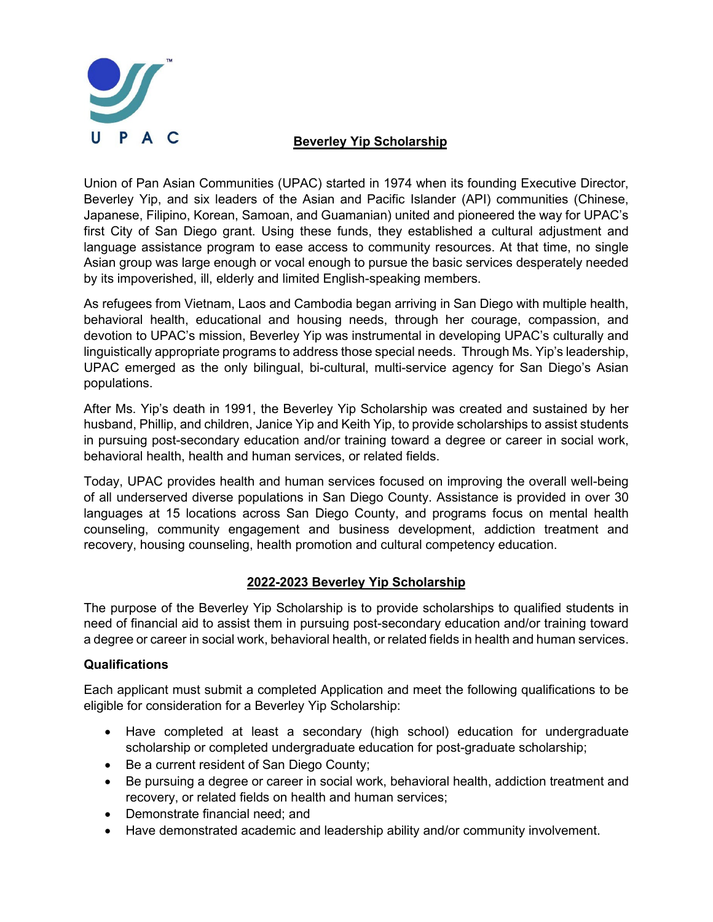U P A C

# Beverley Yip Scholarship

Union of Pan Asian Communities (UPAC) started in 1974 when its founding Executive Director, Beverley Yip, and six leaders of the Asian and Pacific Islander (API) communities (Chinese, Japanese, Filipino, Korean, Samoan, and Guamanian) united and pioneered the way for UPAC's first City of San Diego grant. Using these funds, they established a cultural adjustment and language assistance program to ease access to community resources. At that time, no single Asian group was large enough or vocal enough to pursue the basic services desperately needed by its impoverished, ill, elderly and limited English-speaking members.

As refugees from Vietnam, Laos and Cambodia began arriving in San Diego with multiple health, behavioral health, educational and housing needs, through her courage, compassion, and devotion to UPAC's mission, Beverley Yip was instrumental in developing UPAC's culturally and linguistically appropriate programs to address those special needs. Through Ms. Yip's leadership, UPAC emerged as the only bilingual, bi-cultural, multi-service agency for San Diego's Asian populations.

After Ms. Yip's death in 1991, the Beverley Yip Scholarship was created and sustained by her husband, Phillip, and children, Janice Yip and Keith Yip, to provide scholarships to assist students in pursuing post-secondary education and/or training toward a degree or career in social work, behavioral health, health and human services, or related fields.

Today, UPAC provides health and human services focused on improving the overall well-being of all underserved diverse populations in San Diego County. Assistance is provided in over 30 languages at 15 locations across San Diego County, and programs focus on mental health counseling, community engagement and business development, addiction treatment and recovery, housing counseling, health promotion and cultural competency education.

## 2022-2023 Beverley Yip Scholarship

The purpose of the Beverley Yip Scholarship is to provide scholarships to qualified students in need of financial aid to assist them in pursuing post-secondary education and/or training toward a degree or career in social work, behavioral health, or related fields in health and human services.

### Qualifications

Each applicant must submit a completed Application and meet the following qualifications to be eligible for consideration for a Beverley Yip Scholarship:

- Have completed at least a secondary (high school) education for undergraduate scholarship or completed undergraduate education for post-graduate scholarship;
- Be a current resident of San Diego County;
- Be pursuing a degree or career in social work, behavioral health, addiction treatment and recovery, or related fields on health and human services;
- Demonstrate financial need; and
- Have demonstrated academic and leadership ability and/or community involvement.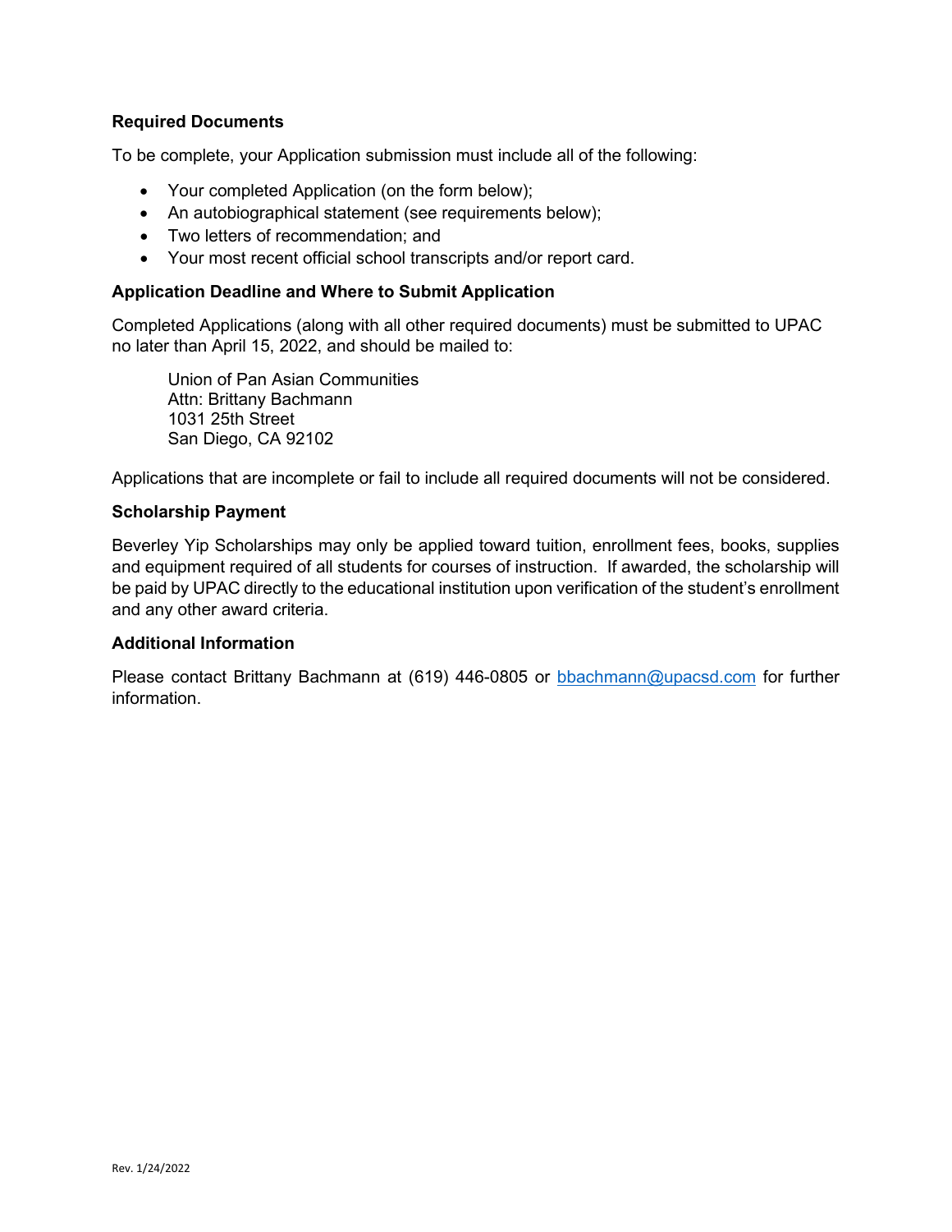**Required Documents**

To be complete, your Application submission must include all of the following:

- Your completed Application (on the form below);
- An autobiographical statement (see requirements below);
- Two letters of recommendation; and
- Your most recent official school transcripts and/or report card.

**Application Deadline and Where to Submit Application**

Completed Applications (along with all other required documents) must be submitted to UPAC no later than April 15, 2022, and should be mailed to:

Union of Pan Asian Communities
Attn: Brittany Bachmann
1031 25th Street
San Diego, CA 92102

Applications that are incomplete or fail to include all required documents will not be considered.

**Scholarship Payment**

Beverley Yip Scholarships may only be applied toward tuition, enrollment fees, books, supplies and equipment required of all students for courses of instruction. If awarded, the scholarship will be paid by UPAC directly to the educational institution upon verification of the student's enrollment and any other award criteria.

**Additional Information**

Please contact Brittany Bachmann at (619) 446-0805 or bbachmann@upacsd.com for further information.

Rev. 1/24/2022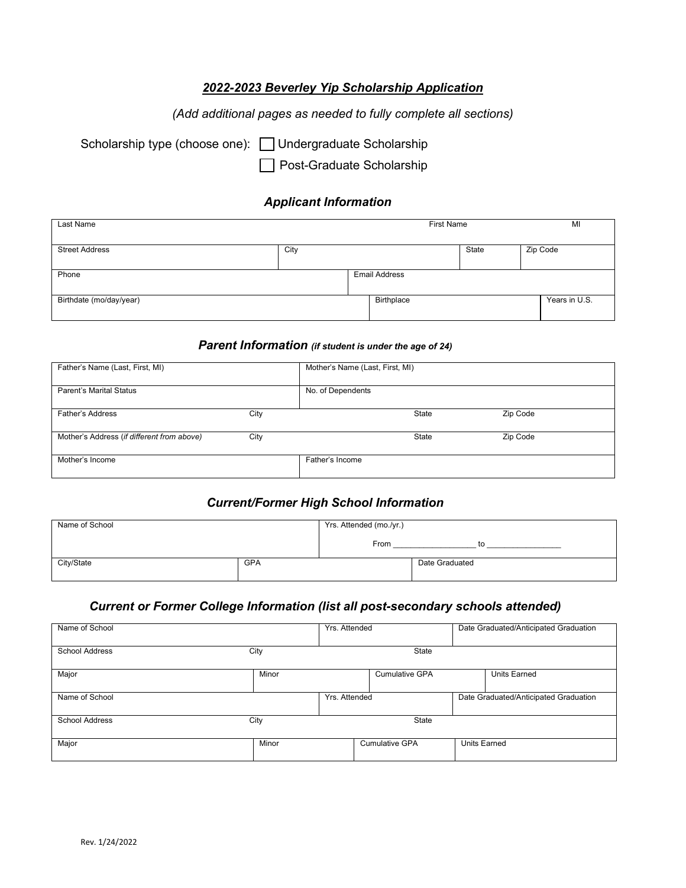## *2022-2023 Beverley Yip Scholarship Application*

*(Add additional pages as needed to fully complete all sections)*

Scholarship type (choose one): ☐ Undergraduate Scholarship

☐ Post-Graduate Scholarship

### *Applicant Information*

| | | | | |
|---|---|---|---|---|
| Last Name | | First Name | | MI |
| Street Address | City | | State | Zip Code |
| Phone | | Email Address | | |
| Birthdate (mo/day/year) | | Birthplace | | Years in U.S. |

### *Parent Information* *(if student is under the age of 24)*

| | | | |
|---|---|---|---|
| Father's Name (Last, First, MI) | | Mother's Name (Last, First, MI) | |
| Parent's Marital Status | | No. of Dependents | |
| Father's Address | City | State | Zip Code |
| Mother's Address (*if different from above*) | City | State | Zip Code |
| Mother's Income | | Father's Income | |

### *Current/Former High School Information*

| | | |
|---|---|---|
| Name of School | | Yrs. Attended (mo./yr.) From ________________ to ________________ |
| City/State | GPA | Date Graduated |

### *Current or Former College Information (list all post-secondary schools attended)*

| | | | |
|---|---|---|---|
| Name of School | | Yrs. Attended | Date Graduated/Anticipated Graduation |
| School Address | City | State | |
| Major | Minor | Cumulative GPA | Units Earned |
| Name of School | | Yrs. Attended | Date Graduated/Anticipated Graduation |
| School Address | City | State | |
| Major | Minor | Cumulative GPA | Units Earned |

Rev. 1/24/2022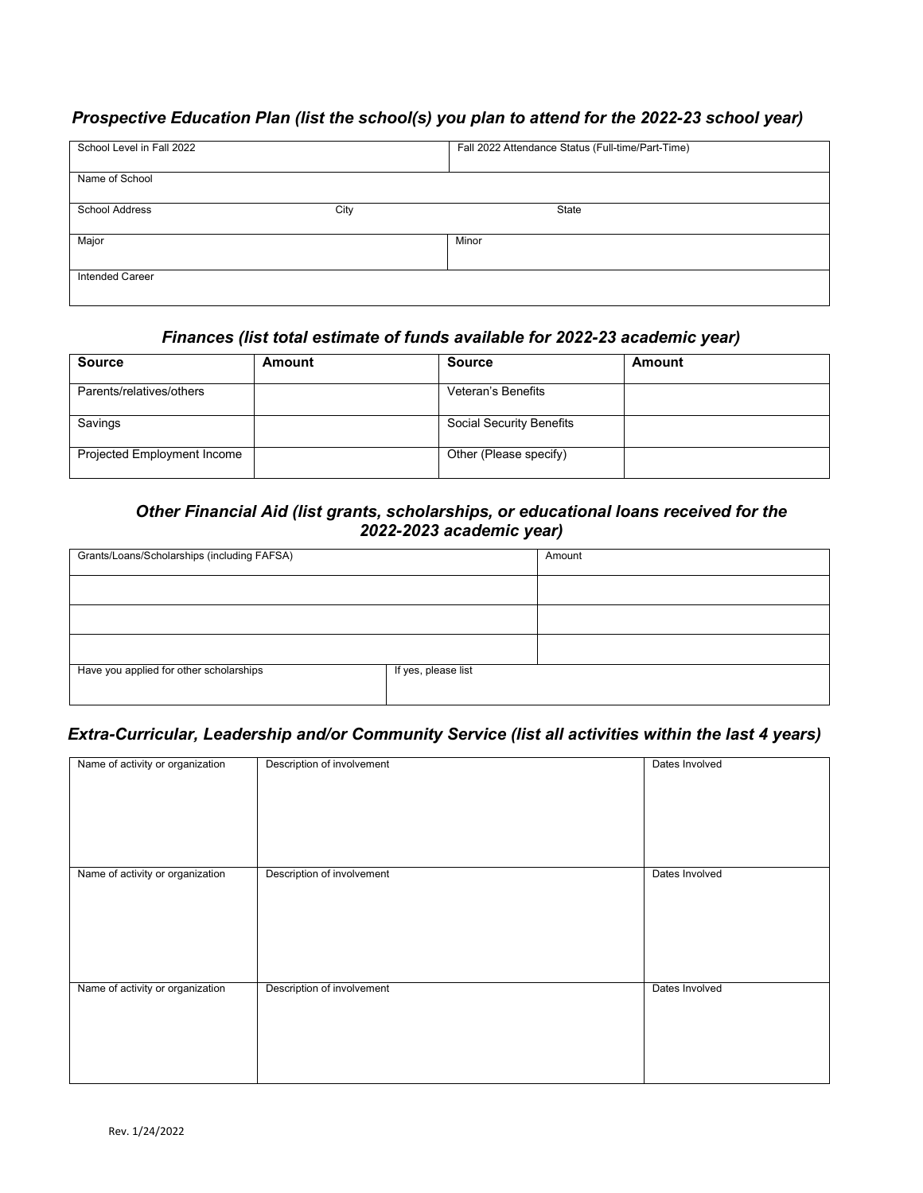### *Prospective Education Plan (list the school(s) you plan to attend for the 2022-23 school year)*

| | | |
|---|---|---|
| School Level in Fall 2022 | | Fall 2022 Attendance Status (Full-time/Part-Time) |
| Name of School | | |
| School Address | City | State |
| Major | | Minor |
| Intended Career | | |

### *Finances (list total estimate of funds available for 2022-23 academic year)*

| Source | Amount | Source | Amount |
|---|---|---|---|
| Parents/relatives/others | | Veteran's Benefits | |
| Savings | | Social Security Benefits | |
| Projected Employment Income | | Other (Please specify) | |

### *Other Financial Aid (list grants, scholarships, or educational loans received for the 2022-2023 academic year)*

| Grants/Loans/Scholarships (including FAFSA) | | Amount |
|---|---|---|
| | | |
| | | |
| | | |
| Have you applied for other scholarships | If yes, please list | |

### *Extra-Curricular, Leadership and/or Community Service (list all activities within the last 4 years)*

| Name of activity or organization | Description of involvement | Dates Involved |
|---|---|---|
| | | |
| Name of activity or organization | Description of involvement | Dates Involved |
| | | |
| Name of activity or organization | Description of involvement | Dates Involved |
| | | |

Rev. 1/24/2022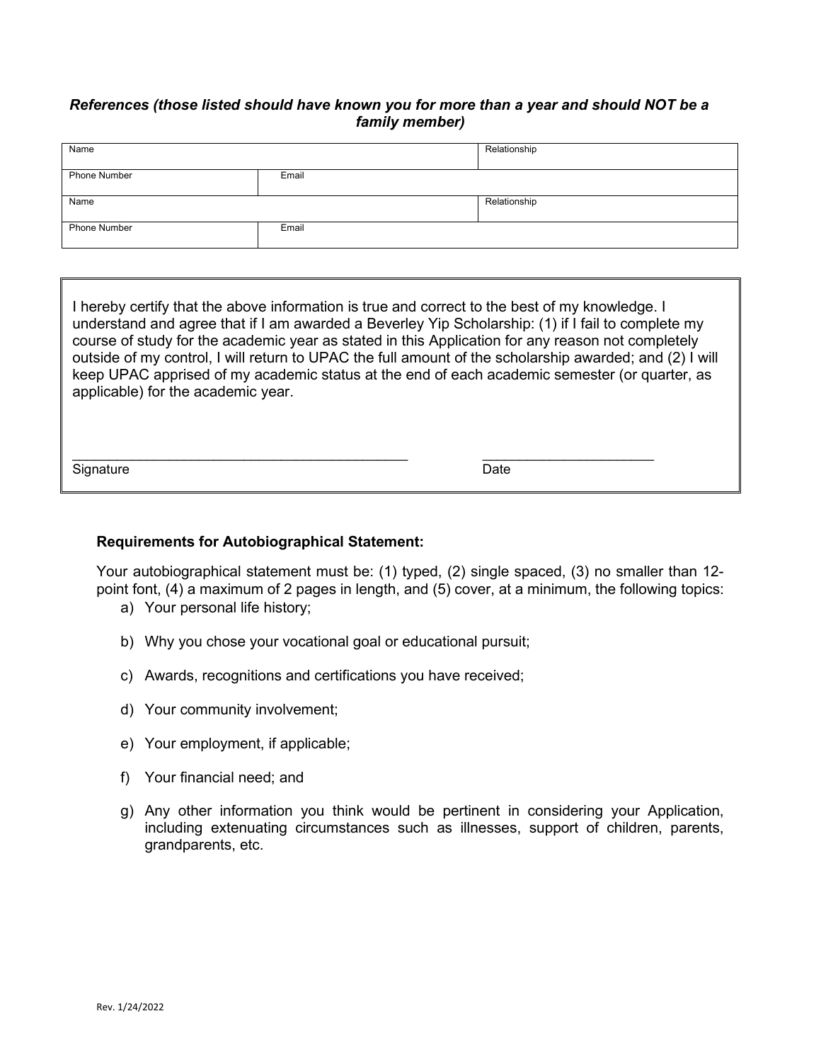***References (those listed should have known you for more than a year and should NOT be a family member)***

| | | |
|---|---|---|
| Name | | Relationship |
| Phone Number | Email | |
| Name | | Relationship |
| Phone Number | Email | |

I hereby certify that the above information is true and correct to the best of my knowledge. I understand and agree that if I am awarded a Beverley Yip Scholarship: (1) if I fail to complete my course of study for the academic year as stated in this Application for any reason not completely outside of my control, I will return to UPAC the full amount of the scholarship awarded; and (2) I will keep UPAC apprised of my academic status at the end of each academic semester (or quarter, as applicable) for the academic year.

_____________________________________________ &nbsp;&nbsp;&nbsp;&nbsp;&nbsp;&nbsp;&nbsp;&nbsp; _______________________

Signature &nbsp;&nbsp;&nbsp;&nbsp;&nbsp;&nbsp;&nbsp;&nbsp;&nbsp;&nbsp;&nbsp;&nbsp;&nbsp;&nbsp;&nbsp;&nbsp;&nbsp;&nbsp;&nbsp;&nbsp;&nbsp;&nbsp;&nbsp;&nbsp;&nbsp;&nbsp;&nbsp;&nbsp;&nbsp;&nbsp;&nbsp;&nbsp;&nbsp;&nbsp;&nbsp;&nbsp;&nbsp;&nbsp;&nbsp;&nbsp; Date

**Requirements for Autobiographical Statement:**

Your autobiographical statement must be: (1) typed, (2) single spaced, (3) no smaller than 12-point font, (4) a maximum of 2 pages in length, and (5) cover, at a minimum, the following topics:

a) Your personal life history;

b) Why you chose your vocational goal or educational pursuit;

c) Awards, recognitions and certifications you have received;

d) Your community involvement;

e) Your employment, if applicable;

f) Your financial need; and

g) Any other information you think would be pertinent in considering your Application, including extenuating circumstances such as illnesses, support of children, parents, grandparents, etc.

Rev. 1/24/2022